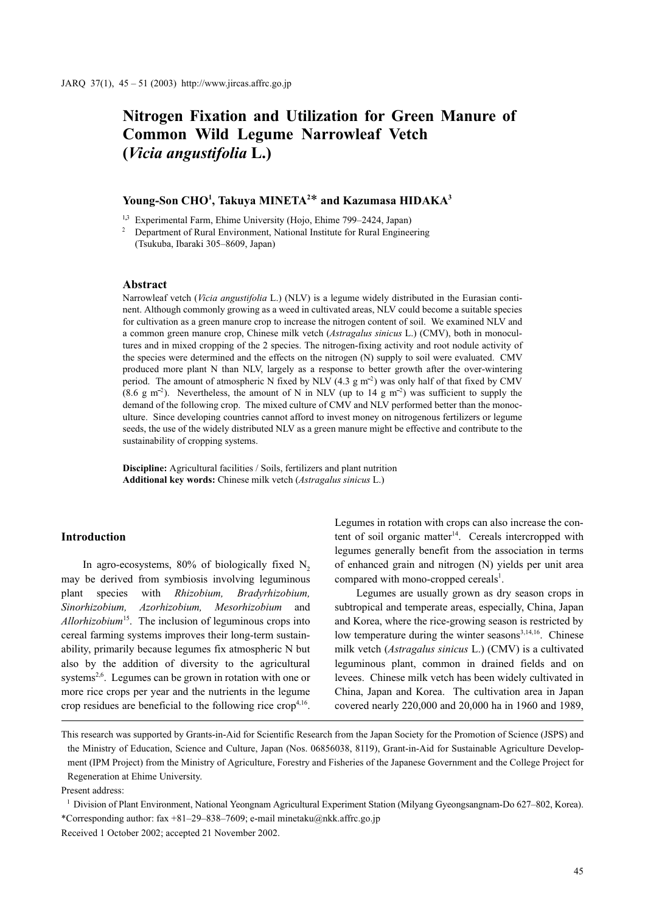# Nitrogen Fixation and Utilization for Green Manure of Common Wild Legume Narrowleaf Vetch (*Vicia angustifolia* L.)

**Young-Son CHO[1], Takuya MINETA[2]\* and Kazumasa HIDAKA[3]**

[1,3] Experimental Farm, Ehime University (Hojo, Ehime 799–2424, Japan)

[2] Department of Rural Environment, National Institute for Rural Engineering (Tsukuba, Ibaraki 305–8609, Japan)

## Abstract

Narrowleaf vetch (*Vicia angustifolia* L.) (NLV) is a legume widely distributed in the Eurasian continent. Although commonly growing as a weed in cultivated areas, NLV could become a suitable species for cultivation as a green manure crop to increase the nitrogen content of soil. We examined NLV and a common green manure crop, Chinese milk vetch (*Astragalus sinicus* L.) (CMV), both in monocultures and in mixed cropping of the 2 species. The nitrogen-fixing activity and root nodule activity of the species were determined and the effects on the nitrogen (N) supply to soil were evaluated. CMV produced more plant N than NLV, largely as a response to better growth after the over-wintering period. The amount of atmospheric N fixed by NLV (4.3 g $m^{-2}$) was only half of that fixed by CMV (8.6 g $m^{-2}$). Nevertheless, the amount of N in NLV (up to 14 g $m^{-2}$) was sufficient to supply the demand of the following crop. The mixed culture of CMV and NLV performed better than the monoculture. Since developing countries cannot afford to invest money on nitrogenous fertilizers or legume seeds, the use of the widely distributed NLV as a green manure might be effective and contribute to the sustainability of cropping systems.

**Discipline:** Agricultural facilities / Soils, fertilizers and plant nutrition
**Additional key words:** Chinese milk vetch (*Astragalus sinicus* L.)

## Introduction

In agro-ecosystems, 80% of biologically fixed $N_2$ may be derived from symbiosis involving leguminous plant species with *Rhizobium, Bradyrhizobium, Sinorhizobium, Azorhizobium, Mesorhizobium* and *Allorhizobium*[15]. The inclusion of leguminous crops into cereal farming systems improves their long-term sustainability, primarily because legumes fix atmospheric N but also by the addition of diversity to the agricultural systems[2,6]. Legumes can be grown in rotation with one or more rice crops per year and the nutrients in the legume crop residues are beneficial to the following rice crop[4,16]. Legumes in rotation with crops can also increase the content of soil organic matter[14]. Cereals intercropped with legumes generally benefit from the association in terms of enhanced grain and nitrogen (N) yields per unit area compared with mono-cropped cereals[1].

Legumes are usually grown as dry season crops in subtropical and temperate areas, especially, China, Japan and Korea, where the rice-growing season is restricted by low temperature during the winter seasons[3,14,16]. Chinese milk vetch (*Astragalus sinicus* L.) (CMV) is a cultivated leguminous plant, common in drained fields and on levees. Chinese milk vetch has been widely cultivated in China, Japan and Korea. The cultivation area in Japan covered nearly 220,000 and 20,000 ha in 1960 and 1989,

---

This research was supported by Grants-in-Aid for Scientific Research from the Japan Society for the Promotion of Science (JSPS) and the Ministry of Education, Science and Culture, Japan (Nos. 06856038, 8119), Grant-in-Aid for Sustainable Agriculture Development (IPM Project) from the Ministry of Agriculture, Forestry and Fisheries of the Japanese Government and the College Project for Regeneration at Ehime University.

Present address:

[1] Division of Plant Environment, National Yeongnam Agricultural Experiment Station (Milyang Gyeongsangnam-Do 627–802, Korea).

\*Corresponding author: fax +81–29–838–7609; e-mail minetaku@nkk.affrc.go.jp

Received 1 October 2002; accepted 21 November 2002.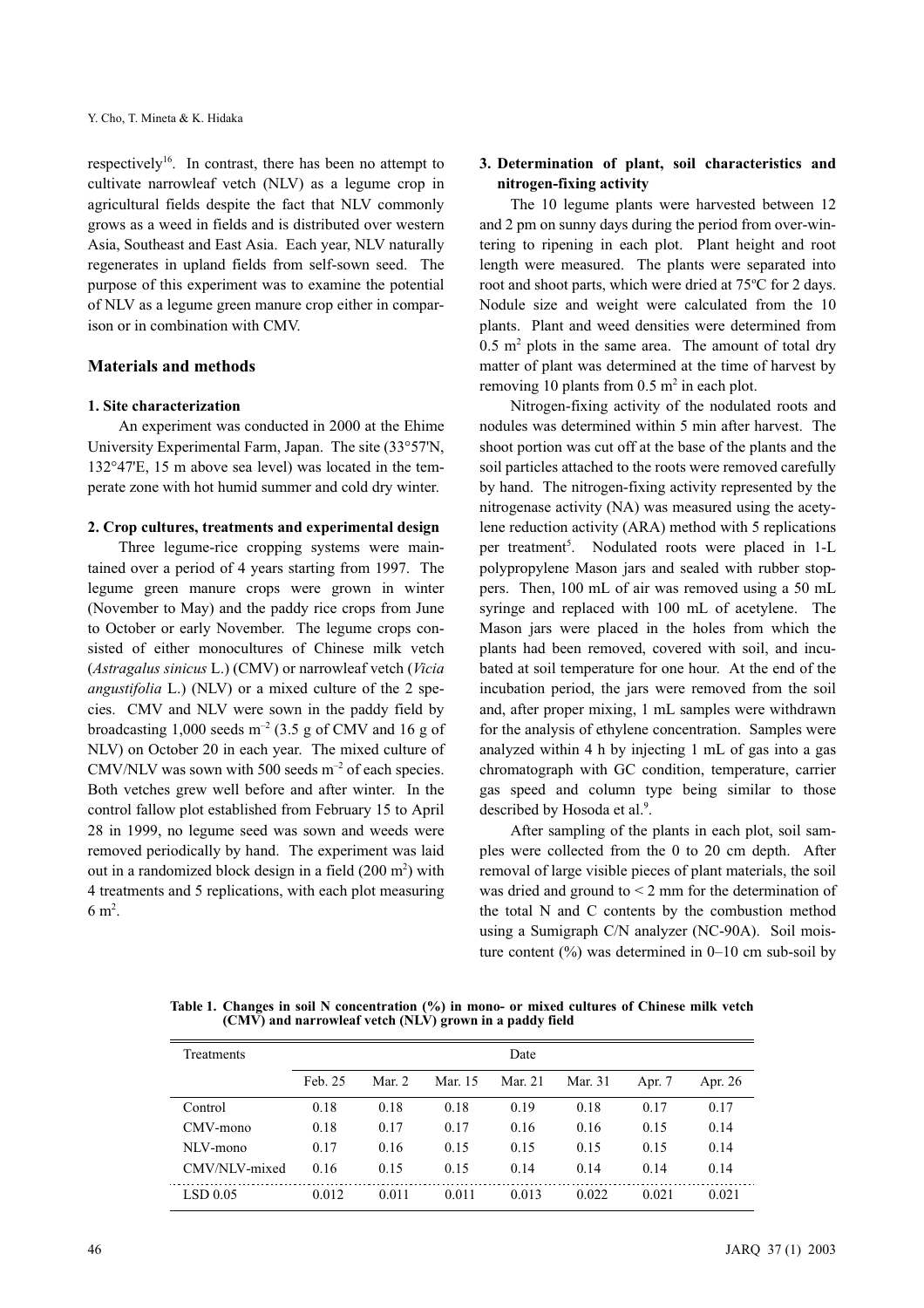respectively[16]. In contrast, there has been no attempt to cultivate narrowleaf vetch (NLV) as a legume crop in agricultural fields despite the fact that NLV commonly grows as a weed in fields and is distributed over western Asia, Southeast and East Asia. Each year, NLV naturally regenerates in upland fields from self-sown seed. The purpose of this experiment was to examine the potential of NLV as a legume green manure crop either in comparison or in combination with CMV.

## Materials and methods

### 1. Site characterization

An experiment was conducted in 2000 at the Ehime University Experimental Farm, Japan. The site (33°57'N, 132°47'E, 15 m above sea level) was located in the temperate zone with hot humid summer and cold dry winter.

### 2. Crop cultures, treatments and experimental design

Three legume-rice cropping systems were maintained over a period of 4 years starting from 1997. The legume green manure crops were grown in winter (November to May) and the paddy rice crops from June to October or early November. The legume crops consisted of either monocultures of Chinese milk vetch (*Astragalus sinicus* L.) (CMV) or narrowleaf vetch (*Vicia angustifolia* L.) (NLV) or a mixed culture of the 2 species. CMV and NLV were sown in the paddy field by broadcasting 1,000 seeds $m^{-2}$ (3.5 g of CMV and 16 g of NLV) on October 20 in each year. The mixed culture of CMV/NLV was sown with 500 seeds $m^{-2}$ of each species. Both vetches grew well before and after winter. In the control fallow plot established from February 15 to April 28 in 1999, no legume seed was sown and weeds were removed periodically by hand. The experiment was laid out in a randomized block design in a field (200 $m^2$) with 4 treatments and 5 replications, with each plot measuring 6 $m^2$.

### 3. Determination of plant, soil characteristics and nitrogen-fixing activity

The 10 legume plants were harvested between 12 and 2 pm on sunny days during the period from over-wintering to ripening in each plot. Plant height and root length were measured. The plants were separated into root and shoot parts, which were dried at 75°C for 2 days. Nodule size and weight were calculated from the 10 plants. Plant and weed densities were determined from 0.5 $m^2$ plots in the same area. The amount of total dry matter of plant was determined at the time of harvest by removing 10 plants from 0.5 $m^2$ in each plot.

Nitrogen-fixing activity of the nodulated roots and nodules was determined within 5 min after harvest. The shoot portion was cut off at the base of the plants and the soil particles attached to the roots were removed carefully by hand. The nitrogen-fixing activity represented by the nitrogenase activity (NA) was measured using the acetylene reduction activity (ARA) method with 5 replications per treatment[5]. Nodulated roots were placed in 1-L polypropylene Mason jars and sealed with rubber stoppers. Then, 100 mL of air was removed using a 50 mL syringe and replaced with 100 mL of acetylene. The Mason jars were placed in the holes from which the plants had been removed, covered with soil, and incubated at soil temperature for one hour. At the end of the incubation period, the jars were removed from the soil and, after proper mixing, 1 mL samples were withdrawn for the analysis of ethylene concentration. Samples were analyzed within 4 h by injecting 1 mL of gas into a gas chromatograph with GC condition, temperature, carrier gas speed and column type being similar to those described by Hosoda et al.[9].

After sampling of the plants in each plot, soil samples were collected from the 0 to 20 cm depth. After removal of large visible pieces of plant materials, the soil was dried and ground to < 2 mm for the determination of the total N and C contents by the combustion method using a Sumigraph C/N analyzer (NC-90A). Soil moisture content (%) was determined in 0–10 cm sub-soil by

**Table 1. Changes in soil N concentration (%) in mono- or mixed cultures of Chinese milk vetch (CMV) and narrowleaf vetch (NLV) grown in a paddy field**

| Treatments | Date | | | | | | |
|---|---|---|---|---|---|---|---|
| | Feb. 25 | Mar. 2 | Mar. 15 | Mar. 21 | Mar. 31 | Apr. 7 | Apr. 26 |
| Control | 0.18 | 0.18 | 0.18 | 0.19 | 0.18 | 0.17 | 0.17 |
| CMV-mono | 0.18 | 0.17 | 0.17 | 0.16 | 0.16 | 0.15 | 0.14 |
| NLV-mono | 0.17 | 0.16 | 0.15 | 0.15 | 0.15 | 0.15 | 0.14 |
| CMV/NLV-mixed | 0.16 | 0.15 | 0.15 | 0.14 | 0.14 | 0.14 | 0.14 |
| LSD 0.05 | 0.012 | 0.011 | 0.011 | 0.013 | 0.022 | 0.021 | 0.021 |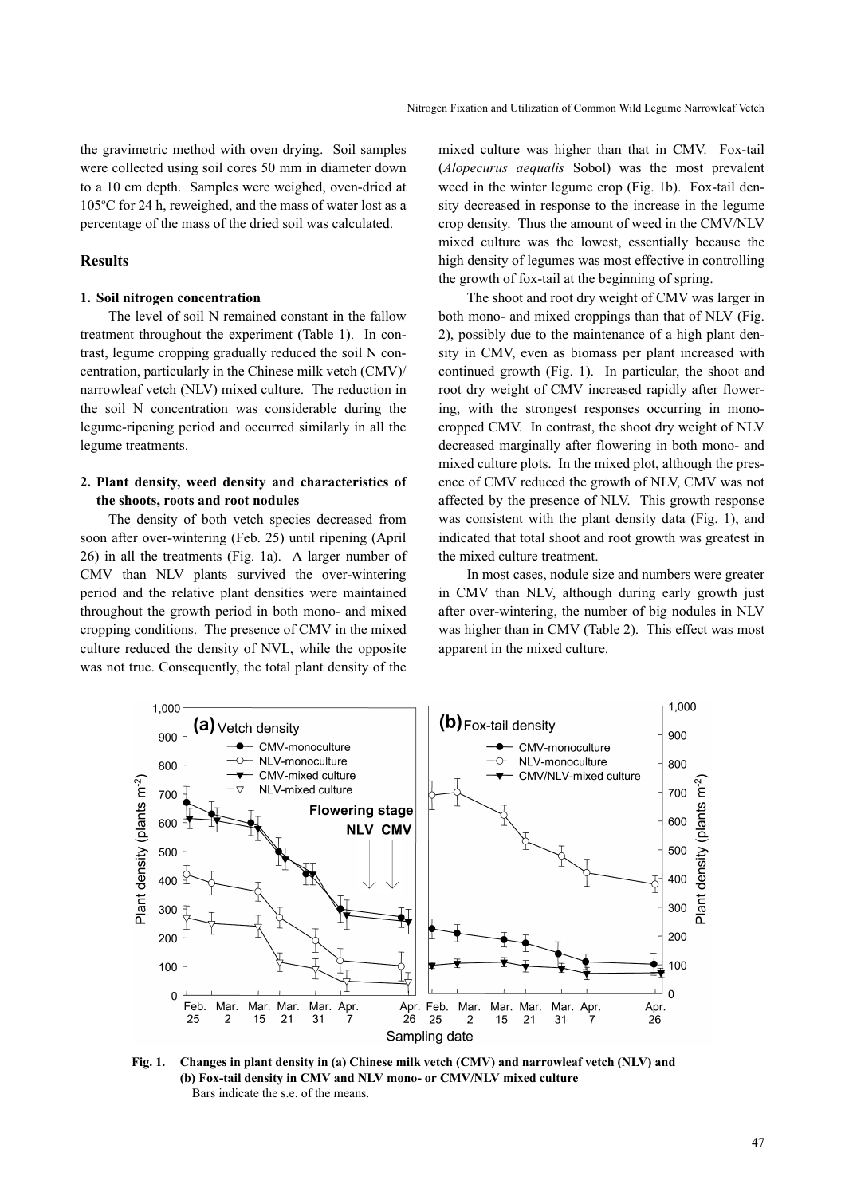the gravimetric method with oven drying. Soil samples were collected using soil cores 50 mm in diameter down to a 10 cm depth. Samples were weighed, oven-dried at 105ºC for 24 h, reweighed, and the mass of water lost as a percentage of the mass of the dried soil was calculated.

## Results

### 1. Soil nitrogen concentration

The level of soil N remained constant in the fallow treatment throughout the experiment (Table 1). In contrast, legume cropping gradually reduced the soil N concentration, particularly in the Chinese milk vetch (CMV)/narrowleaf vetch (NLV) mixed culture. The reduction in the soil N concentration was considerable during the legume-ripening period and occurred similarly in all the legume treatments.

### 2. Plant density, weed density and characteristics of the shoots, roots and root nodules

The density of both vetch species decreased from soon after over-wintering (Feb. 25) until ripening (April 26) in all the treatments (Fig. 1a). A larger number of CMV than NLV plants survived the over-wintering period and the relative plant densities were maintained throughout the growth period in both mono- and mixed cropping conditions. The presence of CMV in the mixed culture reduced the density of NVL, while the opposite was not true. Consequently, the total plant density of the mixed culture was higher than that in CMV. Fox-tail (*Alopecurus aequalis* Sobol) was the most prevalent weed in the winter legume crop (Fig. 1b). Fox-tail density decreased in response to the increase in the legume crop density. Thus the amount of weed in the CMV/NLV mixed culture was the lowest, essentially because the high density of legumes was most effective in controlling the growth of fox-tail at the beginning of spring.

The shoot and root dry weight of CMV was larger in both mono- and mixed croppings than that of NLV (Fig. 2), possibly due to the maintenance of a high plant density in CMV, even as biomass per plant increased with continued growth (Fig. 1). In particular, the shoot and root dry weight of CMV increased rapidly after flowering, with the strongest responses occurring in mono-cropped CMV. In contrast, the shoot dry weight of NLV decreased marginally after flowering in both mono- and mixed culture plots. In the mixed plot, although the presence of CMV reduced the growth of NLV, CMV was not affected by the presence of NLV. This growth response was consistent with the plant density data (Fig. 1), and indicated that total shoot and root growth was greatest in the mixed culture treatment.

In most cases, nodule size and numbers were greater in CMV than NLV, although during early growth just after over-wintering, the number of big nodules in NLV was higher than in CMV (Table 2). This effect was most apparent in the mixed culture.

**Fig. 1. Changes in plant density in (a) Chinese milk vetch (CMV) and narrowleaf vetch (NLV) and (b) Fox-tail density in CMV and NLV mono- or CMV/NLV mixed culture**
Bars indicate the s.e. of the means.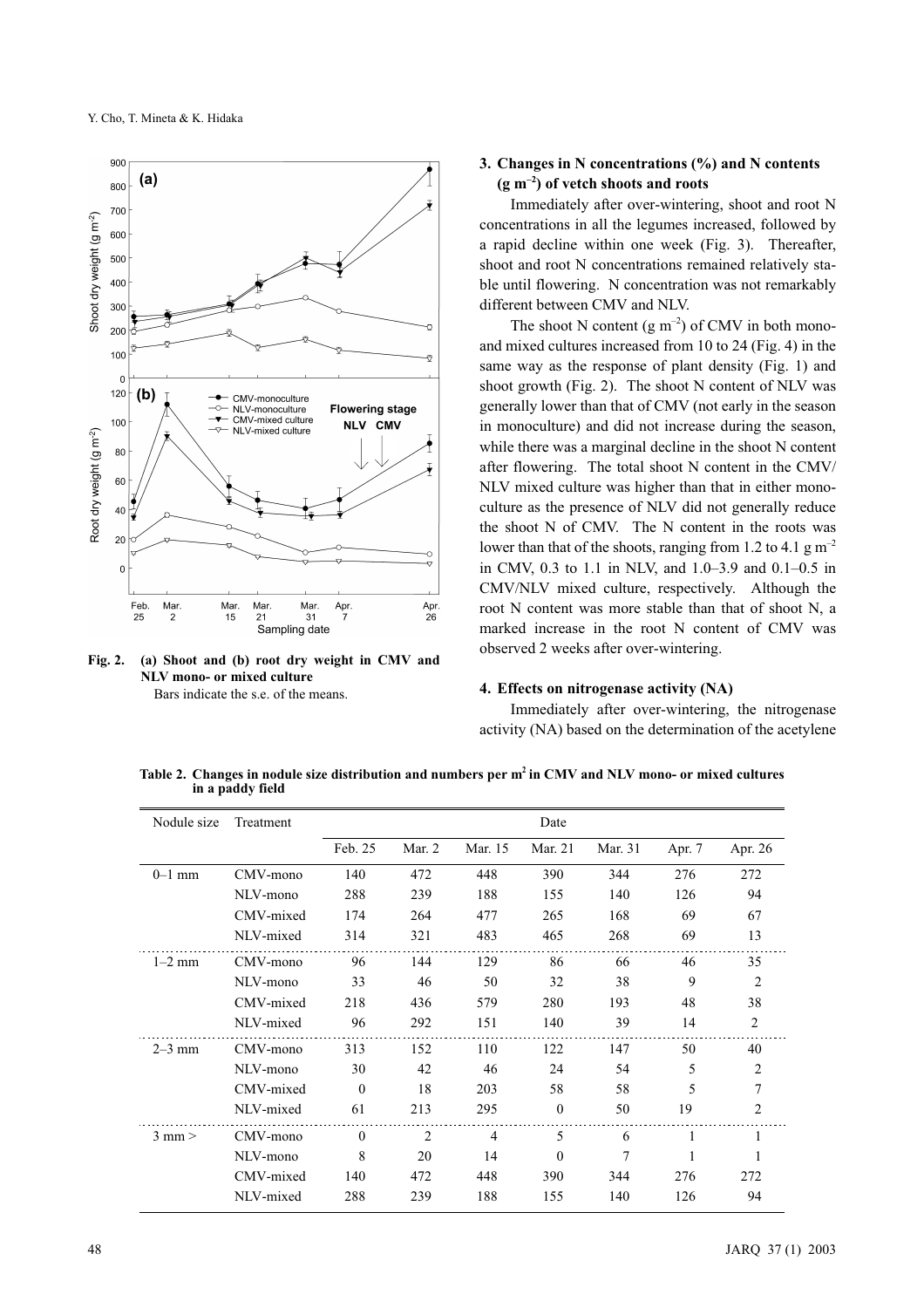Fig. 2. (a) Shoot and (b) root dry weight in CMV and NLV mono- or mixed culture

Bars indicate the s.e. of the means.

### 3. Changes in N concentrations (%) and N contents (g m$^{-2}$) of vetch shoots and roots

Immediately after over-wintering, shoot and root N concentrations in all the legumes increased, followed by a rapid decline within one week (Fig. 3). Thereafter, shoot and root N concentrations remained relatively stable until flowering. N concentration was not remarkably different between CMV and NLV.

The shoot N content (g m$^{-2}$) of CMV in both mono- and mixed cultures increased from 10 to 24 (Fig. 4) in the same way as the response of plant density (Fig. 1) and shoot growth (Fig. 2). The shoot N content of NLV was generally lower than that of CMV (not early in the season in monoculture) and did not increase during the season, while there was a marginal decline in the shoot N content after flowering. The total shoot N content in the CMV/NLV mixed culture was higher than that in either monoculture as the presence of NLV did not generally reduce the shoot N of CMV. The N content in the roots was lower than that of the shoots, ranging from 1.2 to 4.1 g m$^{-2}$ in CMV, 0.3 to 1.1 in NLV, and 1.0–3.9 and 0.1–0.5 in CMV/NLV mixed culture, respectively. Although the root N content was more stable than that of shoot N, a marked increase in the root N content of CMV was observed 2 weeks after over-wintering.

### 4. Effects on nitrogenase activity (NA)

Immediately after over-wintering, the nitrogenase activity (NA) based on the determination of the acetylene

**Table 2. Changes in nodule size distribution and numbers per m$^2$ in CMV and NLV mono- or mixed cultures in a paddy field**

| Nodule size | Treatment | Date | | | | | | |
|---|---|---|---|---|---|---|---|---|
| | | Feb. 25 | Mar. 2 | Mar. 15 | Mar. 21 | Mar. 31 | Apr. 7 | Apr. 26 |
| 0–1 mm | CMV-mono | 140 | 472 | 448 | 390 | 344 | 276 | 272 |
| | NLV-mono | 288 | 239 | 188 | 155 | 140 | 126 | 94 |
| | CMV-mixed | 174 | 264 | 477 | 265 | 168 | 69 | 67 |
| | NLV-mixed | 314 | 321 | 483 | 465 | 268 | 69 | 13 |
| 1–2 mm | CMV-mono | 96 | 144 | 129 | 86 | 66 | 46 | 35 |
| | NLV-mono | 33 | 46 | 50 | 32 | 38 | 9 | 2 |
| | CMV-mixed | 218 | 436 | 579 | 280 | 193 | 48 | 38 |
| | NLV-mixed | 96 | 292 | 151 | 140 | 39 | 14 | 2 |
| 2–3 mm | CMV-mono | 313 | 152 | 110 | 122 | 147 | 50 | 40 |
| | NLV-mono | 30 | 42 | 46 | 24 | 54 | 5 | 2 |
| | CMV-mixed | 0 | 18 | 203 | 58 | 58 | 5 | 7 |
| | NLV-mixed | 61 | 213 | 295 | 0 | 50 | 19 | 2 |
| 3 mm > | CMV-mono | 0 | 2 | 4 | 5 | 6 | 1 | 1 |
| | NLV-mono | 8 | 20 | 14 | 0 | 7 | 1 | 1 |
| | CMV-mixed | 140 | 472 | 448 | 390 | 344 | 276 | 272 |
| | NLV-mixed | 288 | 239 | 188 | 155 | 140 | 126 | 94 |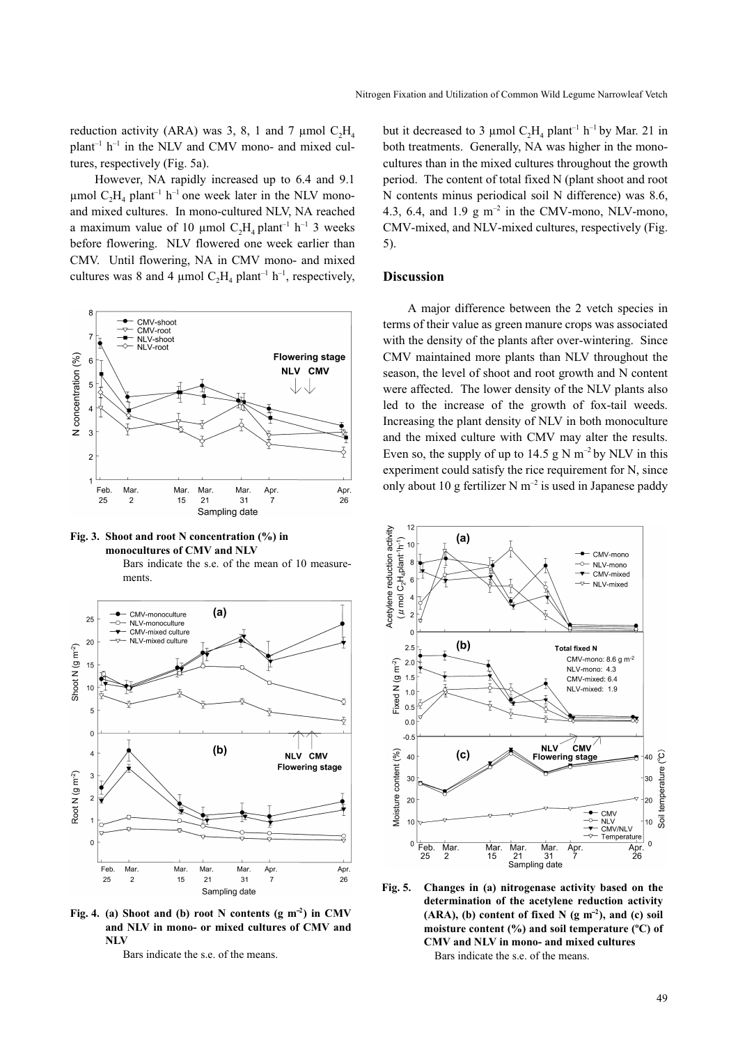reduction activity (ARA) was 3, 8, 1 and 7 µmol $C_2H_4$ plant$^{-1}$ h$^{-1}$ in the NLV and CMV mono- and mixed cultures, respectively (Fig. 5a).

However, NA rapidly increased up to 6.4 and 9.1 µmol $C_2H_4$ plant$^{-1}$ h$^{-1}$ one week later in the NLV mono- and mixed cultures. In mono-cultured NLV, NA reached a maximum value of 10 µmol $C_2H_4$ plant$^{-1}$ h$^{-1}$ 3 weeks before flowering. NLV flowered one week earlier than CMV. Until flowering, NA in CMV mono- and mixed cultures was 8 and 4 µmol $C_2H_4$ plant$^{-1}$ h$^{-1}$, respectively, but it decreased to 3 µmol $C_2H_4$ plant$^{-1}$ h$^{-1}$ by Mar. 21 in both treatments. Generally, NA was higher in the monocultures than in the mixed cultures throughout the growth period. The content of total fixed N (plant shoot and root N contents minus periodical soil N difference) was 8.6, 4.3, 6.4, and 1.9 g m$^{-2}$ in the CMV-mono, NLV-mono, CMV-mixed, and NLV-mixed cultures, respectively (Fig. 5).

**Fig. 3. Shoot and root N concentration (%) in monocultures of CMV and NLV**

Bars indicate the s.e. of the mean of 10 measurements.

**Fig. 4. (a) Shoot and (b) root N contents (g m$^{-2}$) in CMV and NLV in mono- or mixed cultures of CMV and NLV**

Bars indicate the s.e. of the means.

## Discussion

A major difference between the 2 vetch species in terms of their value as green manure crops was associated with the density of the plants after over-wintering. Since CMV maintained more plants than NLV throughout the season, the level of shoot and root growth and N content were affected. The lower density of the NLV plants also led to the increase of the growth of fox-tail weeds. Increasing the plant density of NLV in both monoculture and the mixed culture with CMV may alter the results. Even so, the supply of up to 14.5 g N m$^{-2}$ by NLV in this experiment could satisfy the rice requirement for N, since only about 10 g fertilizer N m$^{-2}$ is used in Japanese paddy

**Fig. 5. Changes in (a) nitrogenase activity based on the determination of the acetylene reduction activity (ARA), (b) content of fixed N (g m$^{-2}$), and (c) soil moisture content (%) and soil temperature (ºC) of CMV and NLV in mono- and mixed cultures**

Bars indicate the s.e. of the means.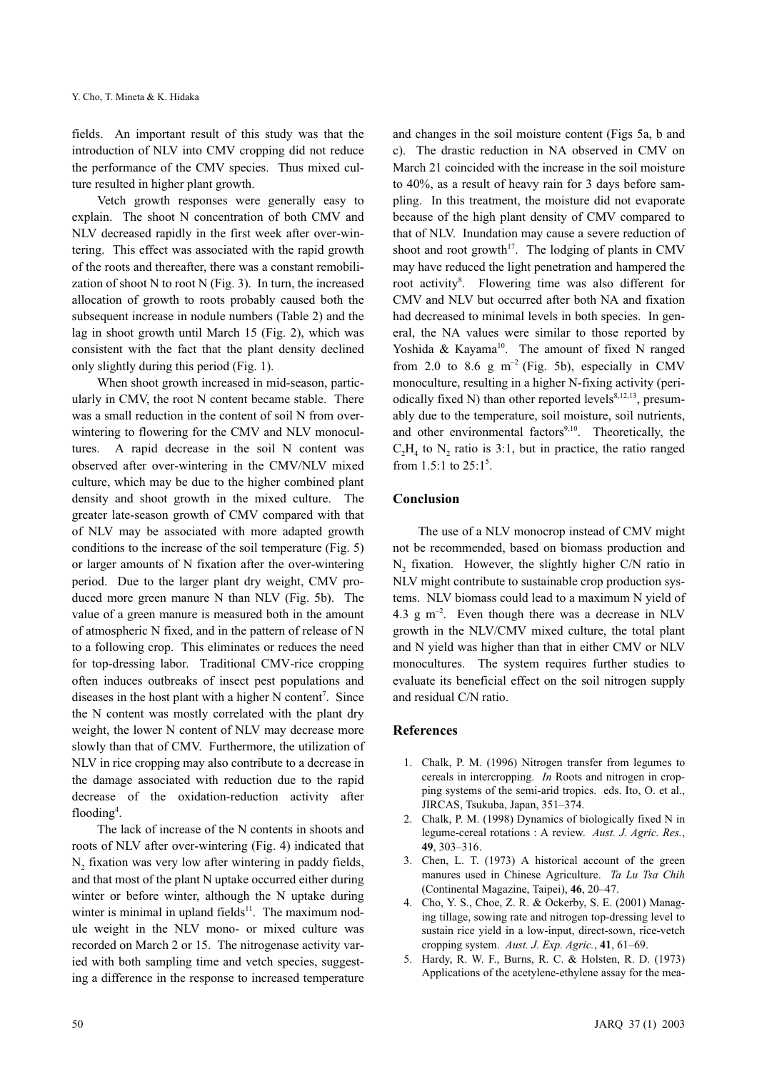fields. An important result of this study was that the introduction of NLV into CMV cropping did not reduce the performance of the CMV species. Thus mixed culture resulted in higher plant growth.

Vetch growth responses were generally easy to explain. The shoot N concentration of both CMV and NLV decreased rapidly in the first week after over-wintering. This effect was associated with the rapid growth of the roots and thereafter, there was a constant remobilization of shoot N to root N (Fig. 3). In turn, the increased allocation of growth to roots probably caused both the subsequent increase in nodule numbers (Table 2) and the lag in shoot growth until March 15 (Fig. 2), which was consistent with the fact that the plant density declined only slightly during this period (Fig. 1).

When shoot growth increased in mid-season, particularly in CMV, the root N content became stable. There was a small reduction in the content of soil N from over-wintering to flowering for the CMV and NLV monocultures. A rapid decrease in the soil N content was observed after over-wintering in the CMV/NLV mixed culture, which may be due to the higher combined plant density and shoot growth in the mixed culture. The greater late-season growth of CMV compared with that of NLV may be associated with more adapted growth conditions to the increase of the soil temperature (Fig. 5) or larger amounts of N fixation after the over-wintering period. Due to the larger plant dry weight, CMV produced more green manure N than NLV (Fig. 5b). The value of a green manure is measured both in the amount of atmospheric N fixed, and in the pattern of release of N to a following crop. This eliminates or reduces the need for top-dressing labor. Traditional CMV-rice cropping often induces outbreaks of insect pest populations and diseases in the host plant with a higher N content[7]. Since the N content was mostly correlated with the plant dry weight, the lower N content of NLV may decrease more slowly than that of CMV. Furthermore, the utilization of NLV in rice cropping may also contribute to a decrease in the damage associated with reduction due to the rapid decrease of the oxidation-reduction activity after flooding[4].

The lack of increase of the N contents in shoots and roots of NLV after over-wintering (Fig. 4) indicated that $N_2$ fixation was very low after wintering in paddy fields, and that most of the plant N uptake occurred either during winter or before winter, although the N uptake during winter is minimal in upland fields[11]. The maximum nodule weight in the NLV mono- or mixed culture was recorded on March 2 or 15. The nitrogenase activity varied with both sampling time and vetch species, suggesting a difference in the response to increased temperature and changes in the soil moisture content (Figs 5a, b and c). The drastic reduction in NA observed in CMV on March 21 coincided with the increase in the soil moisture to 40%, as a result of heavy rain for 3 days before sampling. In this treatment, the moisture did not evaporate because of the high plant density of CMV compared to that of NLV. Inundation may cause a severe reduction of shoot and root growth[17]. The lodging of plants in CMV may have reduced the light penetration and hampered the root activity[8]. Flowering time was also different for CMV and NLV but occurred after both NA and fixation had decreased to minimal levels in both species. In general, the NA values were similar to those reported by Yoshida & Kayama[10]. The amount of fixed N ranged from 2.0 to 8.6 g $m^{-2}$ (Fig. 5b), especially in CMV monoculture, resulting in a higher N-fixing activity (periodically fixed N) than other reported levels[8,12,13], presumably due to the temperature, soil moisture, soil nutrients, and other environmental factors[9,10]. Theoretically, the $C_2H_4$ to $N_2$ ratio is 3:1, but in practice, the ratio ranged from 1.5:1 to 25:1[5].

## Conclusion

The use of a NLV monocrop instead of CMV might not be recommended, based on biomass production and $N_2$ fixation. However, the slightly higher C/N ratio in NLV might contribute to sustainable crop production systems. NLV biomass could lead to a maximum N yield of 4.3 g $m^{-2}$. Even though there was a decrease in NLV growth in the NLV/CMV mixed culture, the total plant and N yield was higher than that in either CMV or NLV monocultures. The system requires further studies to evaluate its beneficial effect on the soil nitrogen supply and residual C/N ratio.

## References

1. Chalk, P. M. (1996) Nitrogen transfer from legumes to cereals in intercropping. *In* Roots and nitrogen in cropping systems of the semi-arid tropics. eds. Ito, O. et al., JIRCAS, Tsukuba, Japan, 351–374.
2. Chalk, P. M. (1998) Dynamics of biologically fixed N in legume-cereal rotations : A review. *Aust. J. Agric. Res.*, **49**, 303–316.
3. Chen, L. T. (1973) A historical account of the green manures used in Chinese Agriculture. *Ta Lu Tsa Chih* (Continental Magazine, Taipei), **46**, 20–47.
4. Cho, Y. S., Choe, Z. R. & Ockerby, S. E. (2001) Managing tillage, sowing rate and nitrogen top-dressing level to sustain rice yield in a low-input, direct-sown, rice-vetch cropping system. *Aust. J. Exp. Agric.*, **41**, 61–69.
5. Hardy, R. W. F., Burns, R. C. & Holsten, R. D. (1973) Applications of the acetylene-ethylene assay for the mea-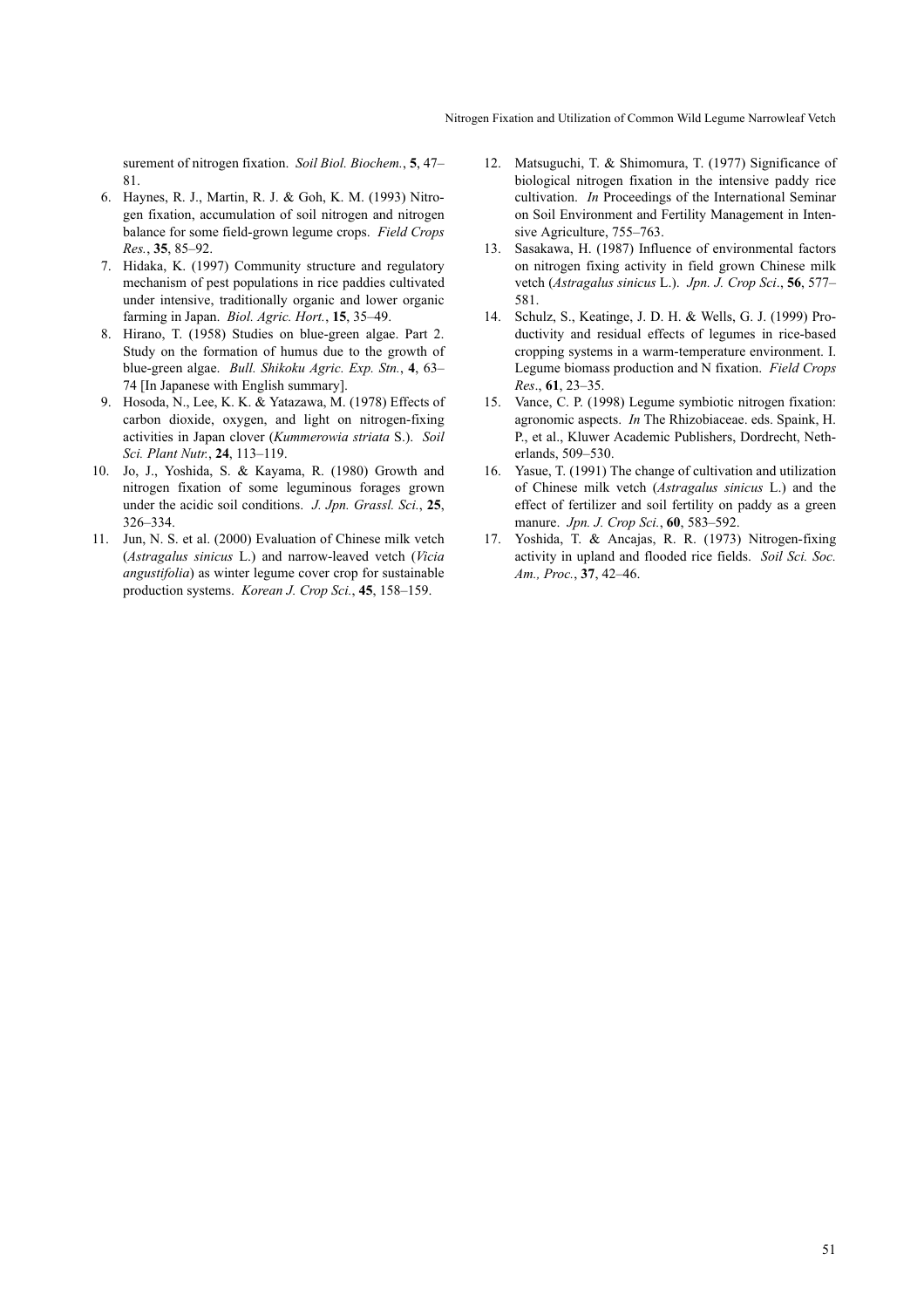surement of nitrogen fixation. *Soil Biol. Biochem.*, **5**, 47–81.

6. Haynes, R. J., Martin, R. J. & Goh, K. M. (1993) Nitrogen fixation, accumulation of soil nitrogen and nitrogen balance for some field-grown legume crops. *Field Crops Res.*, **35**, 85–92.
7. Hidaka, K. (1997) Community structure and regulatory mechanism of pest populations in rice paddies cultivated under intensive, traditionally organic and lower organic farming in Japan. *Biol. Agric. Hort.*, **15**, 35–49.
8. Hirano, T. (1958) Studies on blue-green algae. Part 2. Study on the formation of humus due to the growth of blue-green algae. *Bull. Shikoku Agric. Exp. Stn.*, **4**, 63–74 [In Japanese with English summary].
9. Hosoda, N., Lee, K. K. & Yatazawa, M. (1978) Effects of carbon dioxide, oxygen, and light on nitrogen-fixing activities in Japan clover (*Kummerowia striata* S.). *Soil Sci. Plant Nutr.*, **24**, 113–119.
10. Jo, J., Yoshida, S. & Kayama, R. (1980) Growth and nitrogen fixation of some leguminous forages grown under the acidic soil conditions. *J. Jpn. Grassl. Sci.*, **25**, 326–334.
11. Jun, N. S. et al. (2000) Evaluation of Chinese milk vetch (*Astragalus sinicus* L.) and narrow-leaved vetch (*Vicia angustifolia*) as winter legume cover crop for sustainable production systems. *Korean J. Crop Sci.*, **45**, 158–159.
12. Matsuguchi, T. & Shimomura, T. (1977) Significance of biological nitrogen fixation in the intensive paddy rice cultivation. *In* Proceedings of the International Seminar on Soil Environment and Fertility Management in Intensive Agriculture, 755–763.
13. Sasakawa, H. (1987) Influence of environmental factors on nitrogen fixing activity in field grown Chinese milk vetch (*Astragalus sinicus* L.). *Jpn. J. Crop Sci*., **56**, 577–581.
14. Schulz, S., Keatinge, J. D. H. & Wells, G. J. (1999) Productivity and residual effects of legumes in rice-based cropping systems in a warm-temperature environment. I. Legume biomass production and N fixation. *Field Crops Res*., **61**, 23–35.
15. Vance, C. P. (1998) Legume symbiotic nitrogen fixation: agronomic aspects. *In* The Rhizobiaceae. eds. Spaink, H. P., et al., Kluwer Academic Publishers, Dordrecht, Netherlands, 509–530.
16. Yasue, T. (1991) The change of cultivation and utilization of Chinese milk vetch (*Astragalus sinicus* L.) and the effect of fertilizer and soil fertility on paddy as a green manure. *Jpn. J. Crop Sci.*, **60**, 583–592.
17. Yoshida, T. & Ancajas, R. R. (1973) Nitrogen-fixing activity in upland and flooded rice fields. *Soil Sci. Soc. Am., Proc.*, **37**, 42–46.